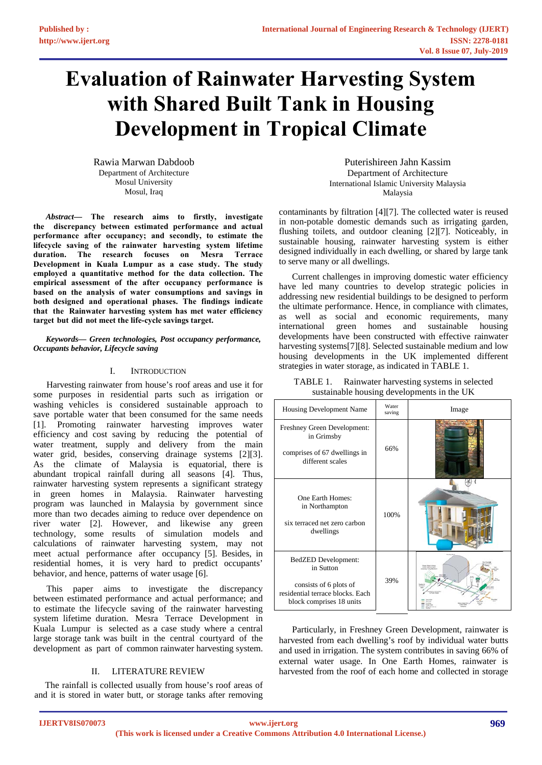# Evaluation of Rainwater Harvesting System with Shared Built Tank in Housing Development in Tropical Climate

Rawia Marwan Dabdoob
Department of Architecture
Mosul University
Mosul, Iraq

Puterishireen Jahn Kassim
Department of Architecture
International Islamic University Malaysia
Malaysia

***Abstract*— The research aims to firstly, investigate the discrepancy between estimated performance and actual performance after occupancy; and secondly, to estimate the lifecycle saving of the rainwater harvesting system lifetime duration. The research focuses on Mesra Terrace Development in Kuala Lumpur as a case study. The study employed a quantitative method for the data collection. The empirical assessment of the after occupancy performance is based on the analysis of water consumptions and savings in both designed and operational phases. The findings indicate that the Rainwater harvesting system has met water efficiency target but did not meet the life-cycle savings target.**

***Keywords— Green technologies, Post occupancy performance, Occupants behavior, Lifecycle saving***

## I. INTRODUCTION

Harvesting rainwater from house's roof areas and use it for some purposes in residential parts such as irrigation or washing vehicles is considered sustainable approach to save portable water that been consumed for the same needs [1]. Promoting rainwater harvesting improves water efficiency and cost saving by reducing the potential of water treatment, supply and delivery from the main water grid, besides, conserving drainage systems [2][3]. As the climate of Malaysia is equatorial, there is abundant tropical rainfall during all seasons [4]. Thus, rainwater harvesting system represents a significant strategy in green homes in Malaysia. Rainwater harvesting program was launched in Malaysia by government since more than two decades aiming to reduce our dependence on river water [2]. However, and likewise any green technology, some results of simulation models and calculations of rainwater harvesting system, may not meet actual performance after occupancy [5]. Besides, in residential homes, it is very hard to predict occupants' behavior, and hence, patterns of water usage [6].

This paper aims to investigate the discrepancy between estimated performance and actual performance; and to estimate the lifecycle saving of the rainwater harvesting system lifetime duration. Mesra Terrace Development in Kuala Lumpur is selected as a case study where a central large storage tank was built in the central courtyard of the development as part of common rainwater harvesting system.

## II. LITERATURE REVIEW

The rainfall is collected usually from house's roof areas of and it is stored in water butt, or storage tanks after removing contaminants by filtration [4][7]. The collected water is reused in non-potable domestic demands such as irrigating garden, flushing toilets, and outdoor cleaning [2][7]. Noticeably, in sustainable housing, rainwater harvesting system is either designed individually in each dwelling, or shared by large tank to serve many or all dwellings.

Current challenges in improving domestic water efficiency have led many countries to develop strategic policies in addressing new residential buildings to be designed to perform the ultimate performance. Hence, in compliance with climates, as well as social and economic requirements, many international green homes and sustainable housing developments have been constructed with effective rainwater harvesting systems[7][8]. Selected sustainable medium and low housing developments in the UK implemented different strategies in water storage, as indicated in TABLE 1.

TABLE 1. Rainwater harvesting systems in selected sustainable housing developments in the UK

| Housing Development Name | Water saving | Image |
|---|---|---|
| Freshney Green Development: in Grimsby<br><br>comprises of 67 dwellings in different scales | 66% | |
| One Earth Homes: in Northampton<br><br>six terraced net zero carbon dwellings | 100% | |
| BedZED Development: in Sutton<br><br>consists of 6 plots of residential terrace blocks. Each block comprises 18 units | 39% | |

Particularly, in Freshney Green Development, rainwater is harvested from each dwelling's roof by individual water butts and used in irrigation. The system contributes in saving 66% of external water usage. In One Earth Homes, rainwater is harvested from the roof of each home and collected in storage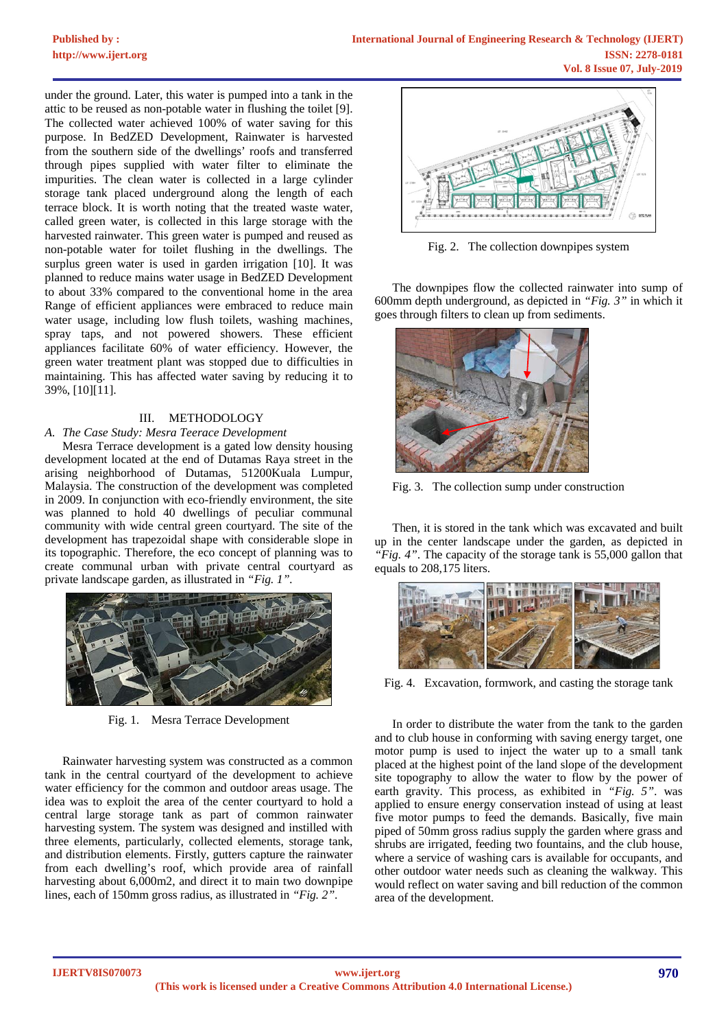under the ground. Later, this water is pumped into a tank in the attic to be reused as non-potable water in flushing the toilet [9]. The collected water achieved 100% of water saving for this purpose. In BedZED Development, Rainwater is harvested from the southern side of the dwellings' roofs and transferred through pipes supplied with water filter to eliminate the impurities. The clean water is collected in a large cylinder storage tank placed underground along the length of each terrace block. It is worth noting that the treated waste water, called green water, is collected in this large storage with the harvested rainwater. This green water is pumped and reused as non-potable water for toilet flushing in the dwellings. The surplus green water is used in garden irrigation [10]. It was planned to reduce mains water usage in BedZED Development to about 33% compared to the conventional home in the area Range of efficient appliances were embraced to reduce main water usage, including low flush toilets, washing machines, spray taps, and not powered showers. These efficient appliances facilitate 60% of water efficiency. However, the green water treatment plant was stopped due to difficulties in maintaining. This has affected water saving by reducing it to 39%, [10][11].

## III. METHODOLOGY

### *A. The Case Study: Mesra Teerace Development*

Mesra Terrace development is a gated low density housing development located at the end of Dutamas Raya street in the arising neighborhood of Dutamas, 51200Kuala Lumpur, Malaysia. The construction of the development was completed in 2009. In conjunction with eco-friendly environment, the site was planned to hold 40 dwellings of peculiar communal community with wide central green courtyard. The site of the development has trapezoidal shape with considerable slope in its topographic. Therefore, the eco concept of planning was to create communal urban with private central courtyard as private landscape garden, as illustrated in *"Fig. 1"*.

Fig. 1. Mesra Terrace Development

Rainwater harvesting system was constructed as a common tank in the central courtyard of the development to achieve water efficiency for the common and outdoor areas usage. The idea was to exploit the area of the center courtyard to hold a central large storage tank as part of common rainwater harvesting system. The system was designed and instilled with three elements, particularly, collected elements, storage tank, and distribution elements. Firstly, gutters capture the rainwater from each dwelling's roof, which provide area of rainfall harvesting about 6,000m2, and direct it to main two downpipe lines, each of 150mm gross radius, as illustrated in *"Fig. 2"*.

Fig. 2. The collection downpipes system

The downpipes flow the collected rainwater into sump of 600mm depth underground, as depicted in *"Fig. 3"* in which it goes through filters to clean up from sediments.

Fig. 3. The collection sump under construction

Then, it is stored in the tank which was excavated and built up in the center landscape under the garden, as depicted in *"Fig. 4"*. The capacity of the storage tank is 55,000 gallon that equals to 208,175 liters.

Fig. 4. Excavation, formwork, and casting the storage tank

In order to distribute the water from the tank to the garden and to club house in conforming with saving energy target, one motor pump is used to inject the water up to a small tank placed at the highest point of the land slope of the development site topography to allow the water to flow by the power of earth gravity. This process, as exhibited in *"Fig. 5"*. was applied to ensure energy conservation instead of using at least five motor pumps to feed the demands. Basically, five main piped of 50mm gross radius supply the garden where grass and shrubs are irrigated, feeding two fountains, and the club house, where a service of washing cars is available for occupants, and other outdoor water needs such as cleaning the walkway. This would reflect on water saving and bill reduction of the common area of the development.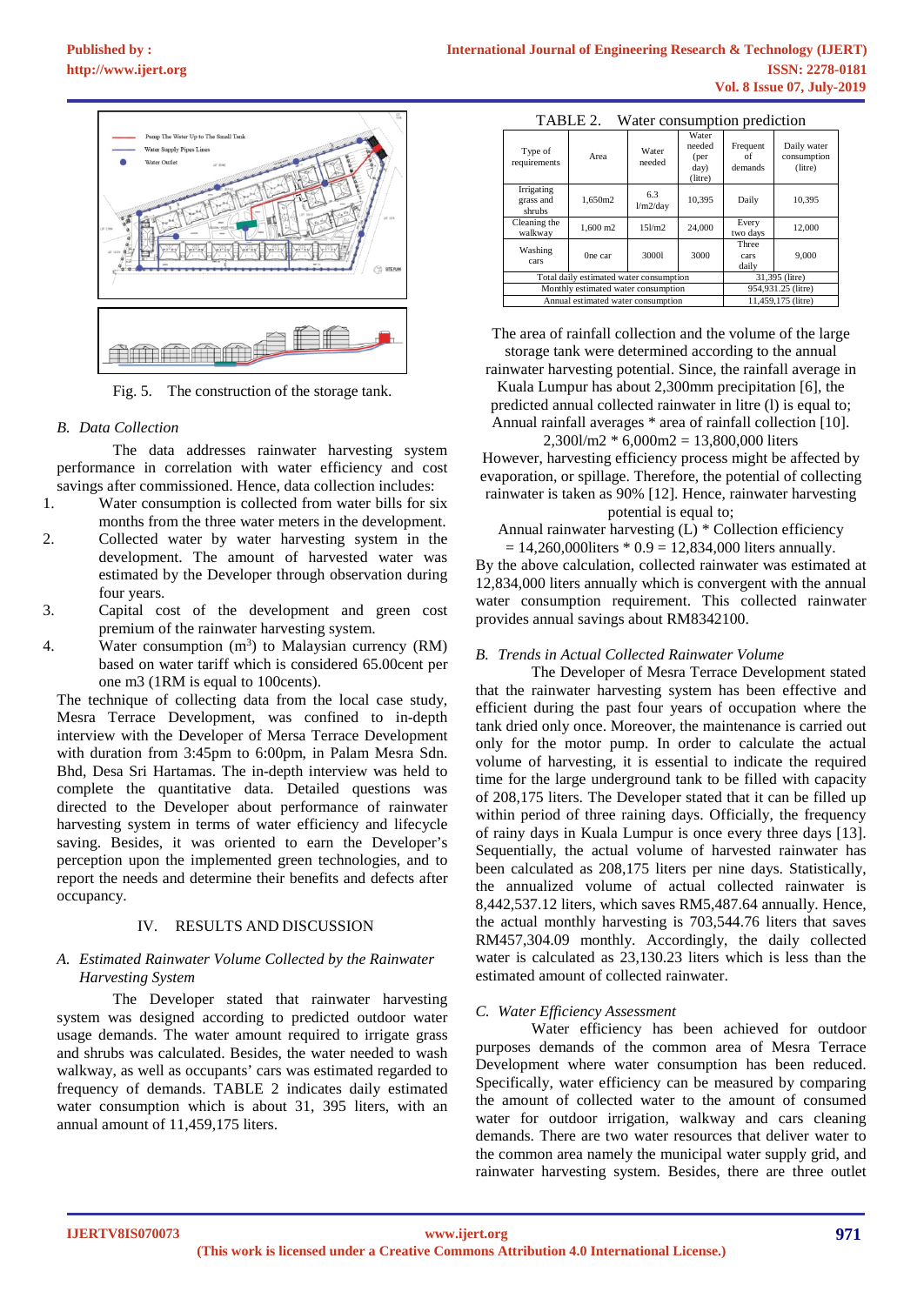Fig. 5. The construction of the storage tank.

*B. Data Collection*

The data addresses rainwater harvesting system performance in correlation with water efficiency and cost savings after commissioned. Hence, data collection includes:

1. Water consumption is collected from water bills for six months from the three water meters in the development.
2. Collected water by water harvesting system in the development. The amount of harvested water was estimated by the Developer through observation during four years.
3. Capital cost of the development and green cost premium of the rainwater harvesting system.
4. Water consumption ($m^3$) to Malaysian currency (RM) based on water tariff which is considered 65.00cent per one m3 (1RM is equal to 100cents).

The technique of collecting data from the local case study, Mesra Terrace Development, was confined to in-depth interview with the Developer of Mersra Terrace Development with duration from 3:45pm to 6:00pm, in Palam Mesra Sdn. Bhd, Desa Sri Hartamas. The in-depth interview was held to complete the quantitative data. Detailed questions was directed to the Developer about performance of rainwater harvesting system in terms of water efficiency and lifecycle saving. Besides, it was oriented to earn the Developer's perception upon the implemented green technologies, and to report the needs and determine their benefits and defects after occupancy.

## IV. RESULTS AND DISCUSSION

*A. Estimated Rainwater Volume Collected by the Rainwater Harvesting System*

The Developer stated that rainwater harvesting system was designed according to predicted outdoor water usage demands. The water amount required to irrigate grass and shrubs was calculated. Besides, the water needed to wash walkway, as well as occupants' cars was estimated regarded to frequency of demands. TABLE 2 indicates daily estimated water consumption which is about 31, 395 liters, with an annual amount of 11,459,175 liters.

TABLE 2. Water consumption prediction

| Type of requirements | Area | Water needed | Water needed (per day) (litre) | Frequent of demands | Daily water consumption (litre) |
|---|---|---|---|---|---|
| Irrigating grass and shrubs | 1,650m2 | 6.3 l/m2/day | 10,395 | Daily | 10,395 |
| Cleaning the walkway | 1,600 m2 | 15l/m2 | 24,000 | Every two days | 12,000 |
| Washing cars | 0ne car | 3000l | 3000 | Three cars daily | 9,000 |
| Total daily estimated water consumption | | | | 31,395 (litre) | |
| Monthly estimated water consumption | | | | 954,931.25 (litre) | |
| Annual estimated water consumption | | | | 11,459,175 (litre) | |

The area of rainfall collection and the volume of the large storage tank were determined according to the annual rainwater harvesting potential. Since, the rainfall average in Kuala Lumpur has about 2,300mm precipitation [6], the predicted annual collected rainwater in litre (l) is equal to;

Annual rainfall averages * area of rainfall collection [10].

$$2{,}300\text{l/m2} * 6{,}000\text{m2} = 13{,}800{,}000 \text{ liters}$$

However, harvesting efficiency process might be affected by evaporation, or spillage. Therefore, the potential of collecting rainwater is taken as 90% [12]. Hence, rainwater harvesting potential is equal to;

Annual rainwater harvesting (L) * Collection efficiency

$$= 14{,}260{,}000\text{liters} * 0.9 = 12{,}834{,}000 \text{ liters annually.}$$

By the above calculation, collected rainwater was estimated at 12,834,000 liters annually which is convergent with the annual water consumption requirement. This collected rainwater provides annual savings about RM8342100.

*B. Trends in Actual Collected Rainwater Volume*

The Developer of Mesra Terrace Development stated that the rainwater harvesting system has been effective and efficient during the past four years of occupation where the tank dried only once. Moreover, the maintenance is carried out only for the motor pump. In order to calculate the actual volume of harvesting, it is essential to indicate the required time for the large underground tank to be filled with capacity of 208,175 liters. The Developer stated that it can be filled up within period of three raining days. Officially, the frequency of rainy days in Kuala Lumpur is once every three days [13]. Sequentially, the actual volume of harvested rainwater has been calculated as 208,175 liters per nine days. Statistically, the annualized volume of actual collected rainwater is 8,442,537.12 liters, which saves RM5,487.64 annually. Hence, the actual monthly harvesting is 703,544.76 liters that saves RM457,304.09 monthly. Accordingly, the daily collected water is calculated as 23,130.23 liters which is less than the estimated amount of collected rainwater.

*C. Water Efficiency Assessment*

Water efficiency has been achieved for outdoor purposes demands of the common area of Mesra Terrace Development where water consumption has been reduced. Specifically, water efficiency can be measured by comparing the amount of collected water to the amount of consumed water for outdoor irrigation, walkway and cars cleaning demands. There are two water resources that deliver water to the common area namely the municipal water supply grid, and rainwater harvesting system. Besides, there are three outlet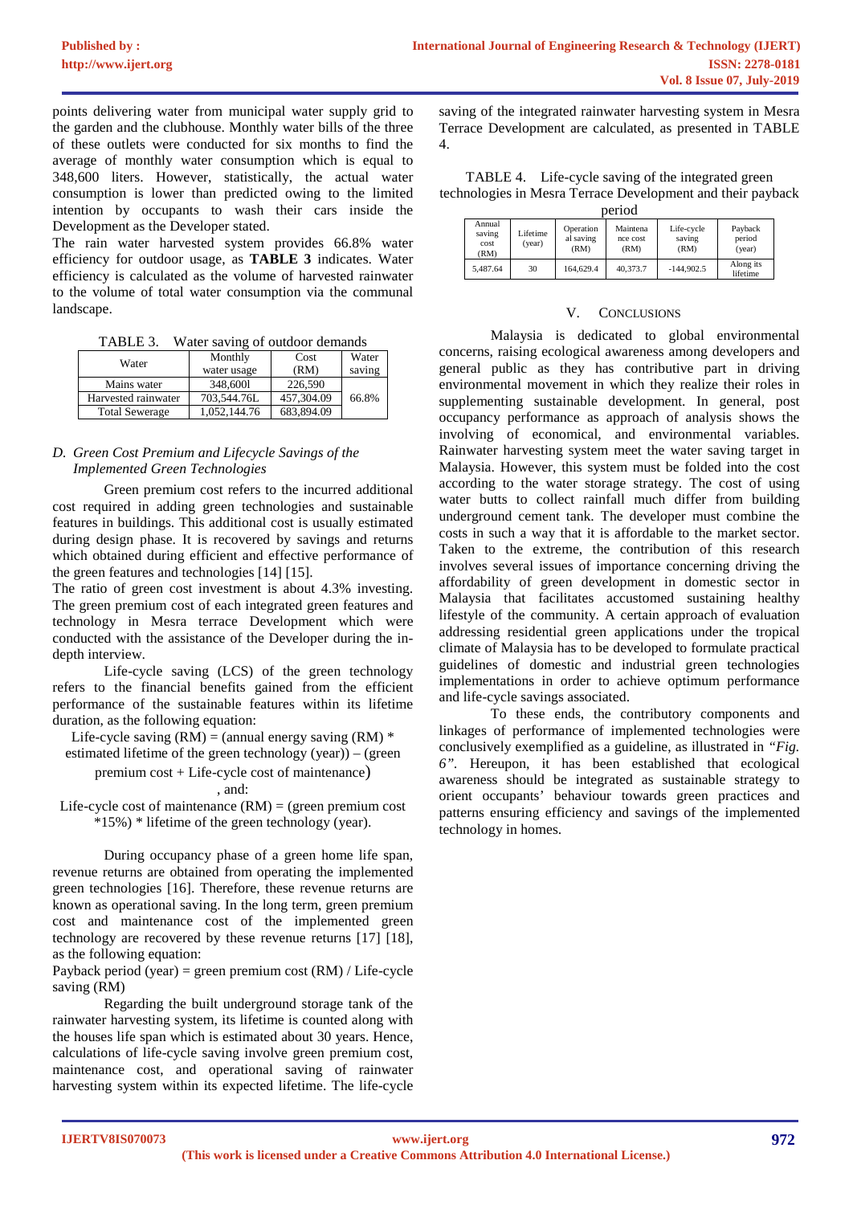points delivering water from municipal water supply grid to the garden and the clubhouse. Monthly water bills of the three of these outlets were conducted for six months to find the average of monthly water consumption which is equal to 348,600 liters. However, statistically, the actual water consumption is lower than predicted owing to the limited intention by occupants to wash their cars inside the Development as the Developer stated.

The rain water harvested system provides 66.8% water efficiency for outdoor usage, as **TABLE 3** indicates. Water efficiency is calculated as the volume of harvested rainwater to the volume of total water consumption via the communal landscape.

TABLE 3. Water saving of outdoor demands

| Water | Monthly water usage | Cost (RM) | Water saving |
|---|---|---|---|
| Mains water | 348,600l | 226,590 | 66.8% |
| Harvested rainwater | 703,544.76L | 457,304.09 | |
| Total Sewerage | 1,052,144.76 | 683,894.09 | |

### *D. Green Cost Premium and Lifecycle Savings of the Implemented Green Technologies*

Green premium cost refers to the incurred additional cost required in adding green technologies and sustainable features in buildings. This additional cost is usually estimated during design phase. It is recovered by savings and returns which obtained during efficient and effective performance of the green features and technologies [14] [15].

The ratio of green cost investment is about 4.3% investing. The green premium cost of each integrated green features and technology in Mesra terrace Development which were conducted with the assistance of the Developer during the in-depth interview.

Life-cycle saving (LCS) of the green technology refers to the financial benefits gained from the efficient performance of the sustainable features within its lifetime duration, as the following equation:

Life-cycle saving (RM) = (annual energy saving (RM) * estimated lifetime of the green technology (year)) – (green premium cost + Life-cycle cost of maintenance)

, and:

Life-cycle cost of maintenance (RM) = (green premium cost *15%) * lifetime of the green technology (year).

During occupancy phase of a green home life span, revenue returns are obtained from operating the implemented green technologies [16]. Therefore, these revenue returns are known as operational saving. In the long term, green premium cost and maintenance cost of the implemented green technology are recovered by these revenue returns [17] [18], as the following equation:

Payback period (year) = green premium cost (RM) / Life-cycle saving (RM)

Regarding the built underground storage tank of the rainwater harvesting system, its lifetime is counted along with the houses life span which is estimated about 30 years. Hence, calculations of life-cycle saving involve green premium cost, maintenance cost, and operational saving of rainwater harvesting system within its expected lifetime. The life-cycle saving of the integrated rainwater harvesting system in Mesra Terrace Development are calculated, as presented in TABLE 4.

TABLE 4. Life-cycle saving of the integrated green technologies in Mesra Terrace Development and their payback period

| Annual saving cost (RM) | Lifetime (year) | Operational saving (RM) | Maintenance cost (RM) | Life-cycle saving (RM) | Payback period (year) |
|---|---|---|---|---|---|
| 5,487.64 | 30 | 164,629.4 | 40,373.7 | -144,902.5 | Along its lifetime |

## V. Conclusions

Malaysia is dedicated to global environmental concerns, raising ecological awareness among developers and general public as they has contributive part in driving environmental movement in which they realize their roles in supplementing sustainable development. In general, post occupancy performance as approach of analysis shows the involving of economical, and environmental variables. Rainwater harvesting system meet the water saving target in Malaysia. However, this system must be folded into the cost according to the water storage strategy. The cost of using water butts to collect rainfall much differ from building underground cement tank. The developer must combine the costs in such a way that it is affordable to the market sector. Taken to the extreme, the contribution of this research involves several issues of importance concerning driving the affordability of green development in domestic sector in Malaysia that facilitates accustomed sustaining healthy lifestyle of the community. A certain approach of evaluation addressing residential green applications under the tropical climate of Malaysia has to be developed to formulate practical guidelines of domestic and industrial green technologies implementations in order to achieve optimum performance and life-cycle savings associated.

To these ends, the contributory components and linkages of performance of implemented technologies were conclusively exemplified as a guideline, as illustrated in *"Fig. 6"*. Hereupon, it has been established that ecological awareness should be integrated as sustainable strategy to orient occupants' behaviour towards green practices and patterns ensuring efficiency and savings of the implemented technology in homes.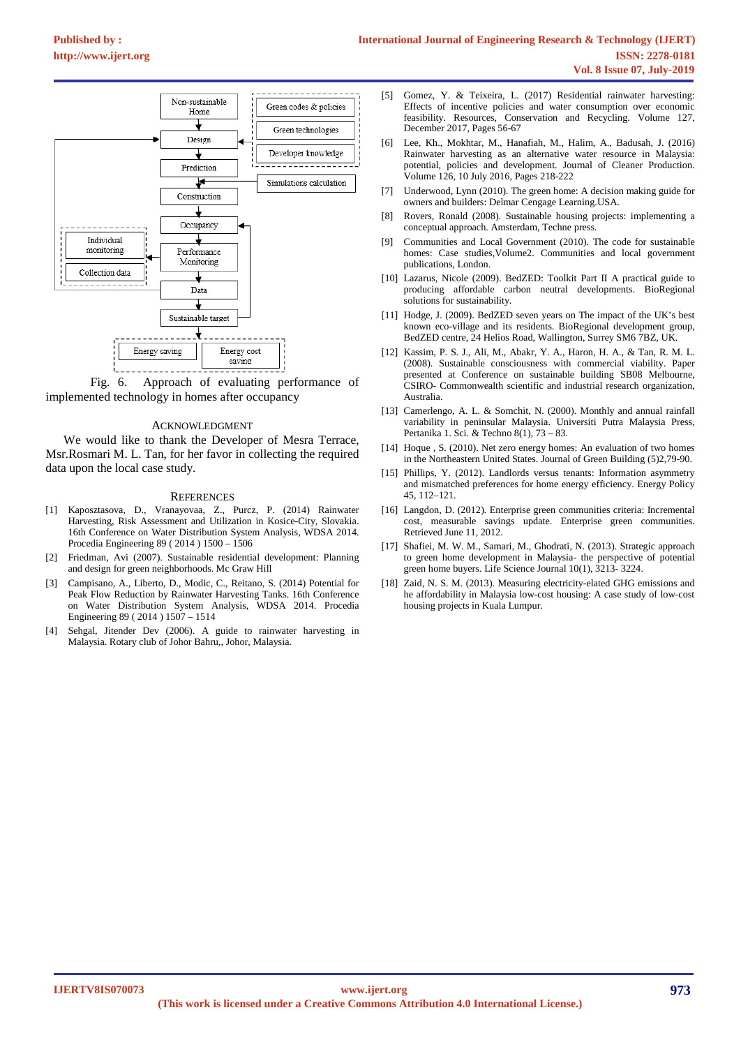Non-sustainable Home

Green codes & policies

Green technologies

Developer knowledge

Design

Prediction

Simulations calculation

Construction

Occupancy

Individual monitoring

Collection data

Performance Monitoring

Data

Sustainable target

Energy saving

Energy cost saving

Fig. 6. Approach of evaluating performance of implemented technology in homes after occupancy

## ACKNOWLEDGMENT

We would like to thank the Developer of Mesra Terrace, Msr.Rosmari M. L. Tan, for her favor in collecting the required data upon the local case study.

## REFERENCES

[1] Kaposztasova, D., Vranayovaa, Z., Purcz, P. (2014) Rainwater Harvesting, Risk Assessment and Utilization in Kosice-City, Slovakia. 16th Conference on Water Distribution System Analysis, WDSA 2014. Procedia Engineering 89 ( 2014 ) 1500 – 1506

[2] Friedman, Avi (2007). Sustainable residential development: Planning and design for green neighborhoods. Mc Graw Hill

[3] Campisano, A., Liberto, D., Modic, C., Reitano, S. (2014) Potential for Peak Flow Reduction by Rainwater Harvesting Tanks. 16th Conference on Water Distribution System Analysis, WDSA 2014. Procedia Engineering 89 ( 2014 ) 1507 – 1514

[4] Sehgal, Jitender Dev (2006). A guide to rainwater harvesting in Malaysia. Rotary club of Johor Bahru,, Johor, Malaysia.

[5] Gomez, Y. & Teixeira, L. (2017) Residential rainwater harvesting: Effects of incentive policies and water consumption over economic feasibility. Resources, Conservation and Recycling. Volume 127, December 2017, Pages 56-67

[6] Lee, Kh., Mokhtar, M., Hanafiah, M., Halim, A., Badusah, J. (2016) Rainwater harvesting as an alternative water resource in Malaysia: potential, policies and development. Journal of Cleaner Production. Volume 126, 10 July 2016, Pages 218-222

[7] Underwood, Lynn (2010). The green home: A decision making guide for owners and builders: Delmar Cengage Learning.USA.

[8] Rovers, Ronald (2008). Sustainable housing projects: implementing a conceptual approach. Amsterdam, Techne press.

[9] Communities and Local Government (2010). The code for sustainable homes: Case studies,Volume2. Communities and local government publications, London.

[10] Lazarus, Nicole (2009). BedZED: Toolkit Part II A practical guide to producing affordable carbon neutral developments. BioRegional solutions for sustainability.

[11] Hodge, J. (2009). BedZED seven years on The impact of the UK's best known eco-village and its residents. BioRegional development group, BedZED centre, 24 Helios Road, Wallington, Surrey SM6 7BZ, UK.

[12] Kassim, P. S. J., Ali, M., Abakr, Y. A., Haron, H. A., & Tan, R. M. L. (2008). Sustainable consciousness with commercial viability. Paper presented at Conference on sustainable building SB08 Melbourne, CSIRO- Commonwealth scientific and industrial research organization, Australia.

[13] Camerlengo, A. L. & Somchit, N. (2000). Monthly and annual rainfall variability in peninsular Malaysia. Universiti Putra Malaysia Press, Pertanika 1. Sci. & Techno 8(1), 73 – 83.

[14] Hoque , S. (2010). Net zero energy homes: An evaluation of two homes in the Northeastern United States. Journal of Green Building (5)2,79-90.

[15] Phillips, Y. (2012). Landlords versus tenants: Information asymmetry and mismatched preferences for home energy efficiency. Energy Policy 45, 112–121.

[16] Langdon, D. (2012). Enterprise green communities criteria: Incremental cost, measurable savings update. Enterprise green communities. Retrieved June 11, 2012.

[17] Shafiei, M. W. M., Samari, M., Ghodrati, N. (2013). Strategic approach to green home development in Malaysia- the perspective of potential green home buyers. Life Science Journal 10(1), 3213- 3224.

[18] Zaid, N. S. M. (2013). Measuring electricity-elated GHG emissions and he affordability in Malaysia low-cost housing: A case study of low-cost housing projects in Kuala Lumpur.